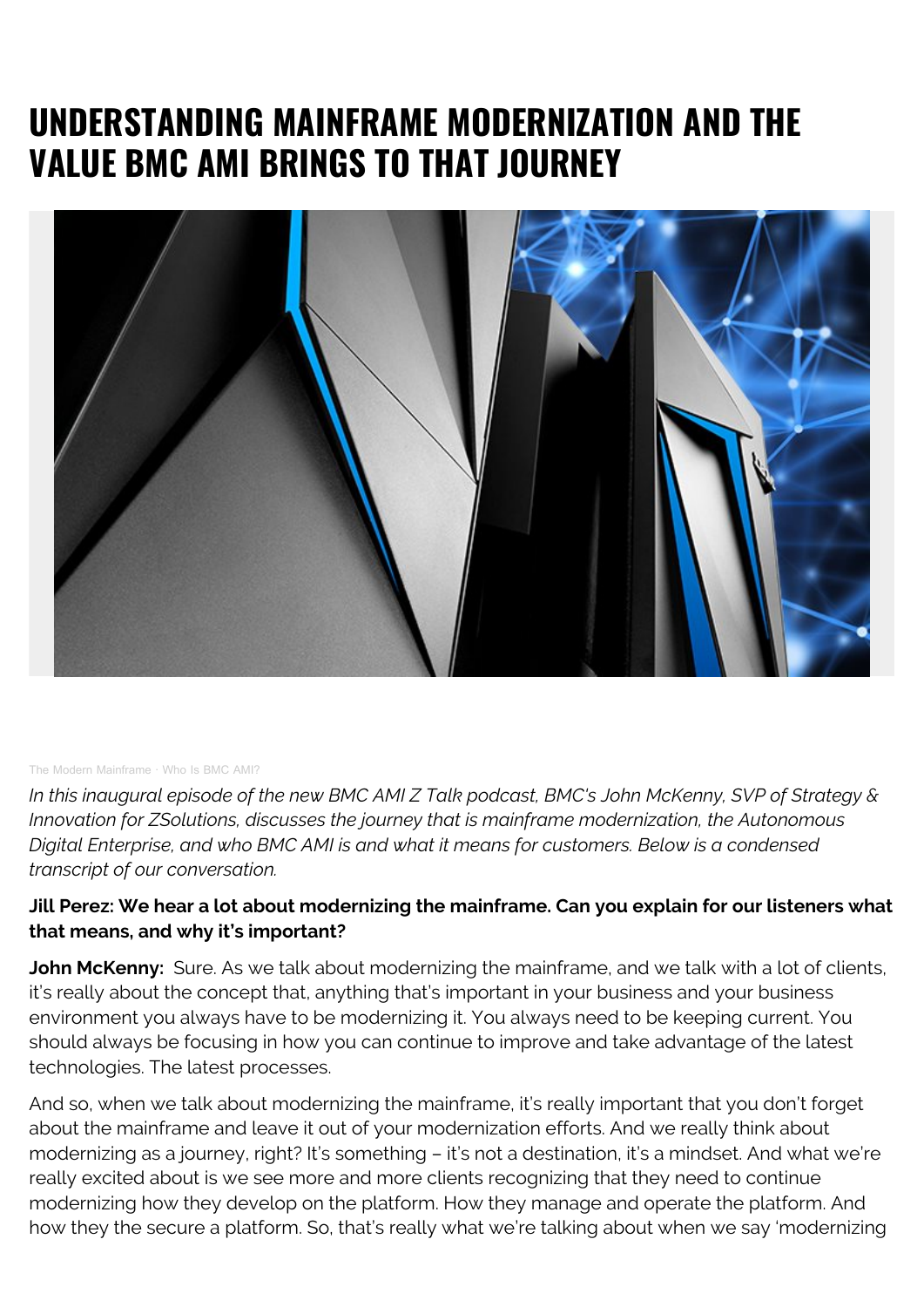# UNDERSTANDING MAINFRAME MODERNIZATION AND THE VALUE BMC AMI BRINGS TO THAT JOURNEY

The Modern Mainframe · Who Is BMC AMI?

*In this inaugural episode of the new BMC AMI Z Talk podcast, BMC's John McKenny, SVP of Strategy & Innovation for ZSolutions, discusses the journey that is mainframe modernization, the Autonomous Digital Enterprise, and who BMC AMI is and what it means for customers. Below is a condensed transcript of our conversation.*

**Jill Perez: We hear a lot about modernizing the mainframe. Can you explain for our listeners what that means, and why it's important?**

**John McKenny:** Sure. As we talk about modernizing the mainframe, and we talk with a lot of clients, it's really about the concept that, anything that's important in your business and your business environment you always have to be modernizing it. You always need to be keeping current. You should always be focusing in how you can continue to improve and take advantage of the latest technologies. The latest processes.

And so, when we talk about modernizing the mainframe, it's really important that you don't forget about the mainframe and leave it out of your modernization efforts. And we really think about modernizing as a journey, right? It's something – it's not a destination, it's a mindset. And what we're really excited about is we see more and more clients recognizing that they need to continue modernizing how they develop on the platform. How they manage and operate the platform. And how they the secure a platform. So, that's really what we're talking about when we say 'modernizing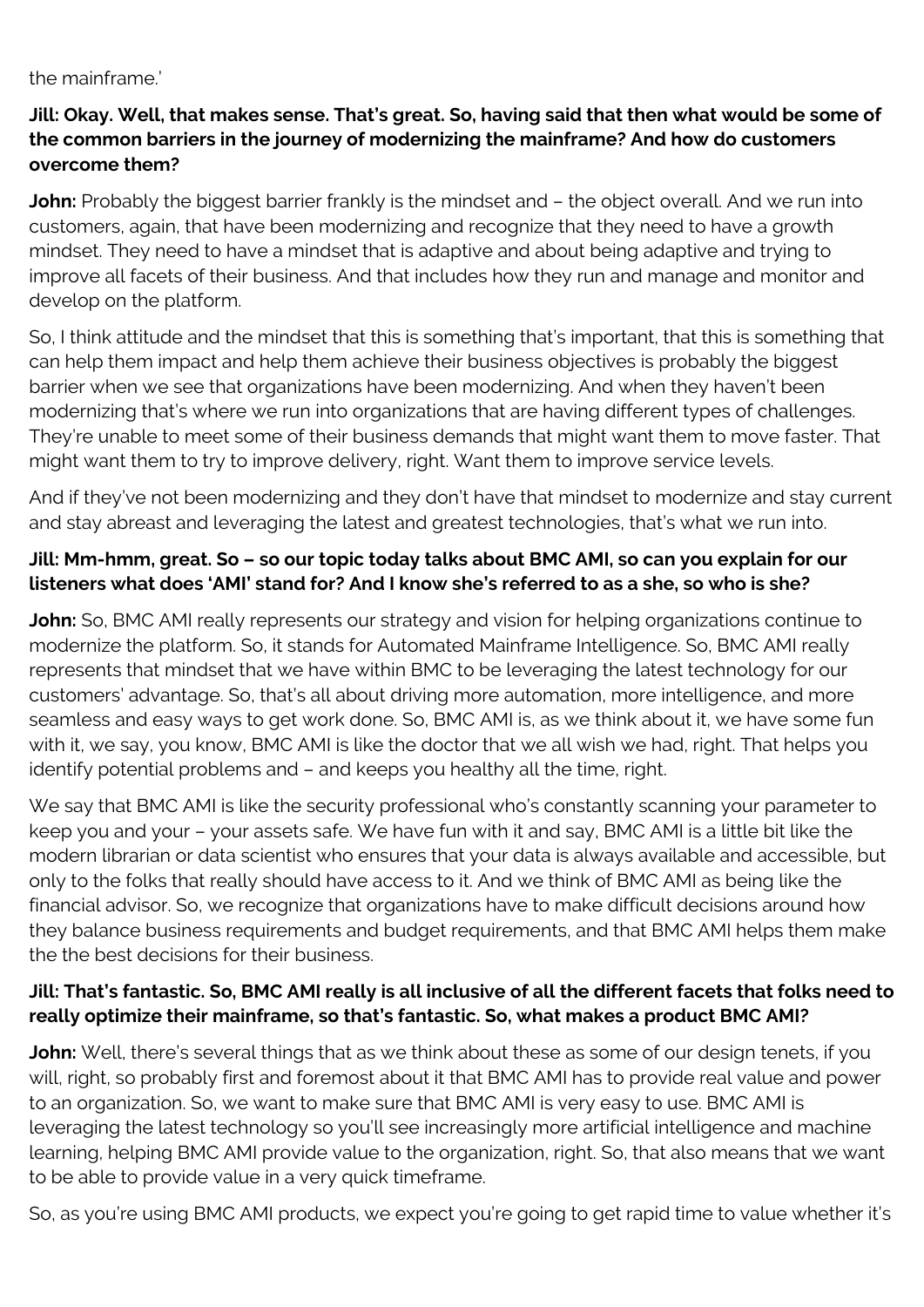the mainframe.'

**Jill: Okay. Well, that makes sense. That's great. So, having said that then what would be some of the common barriers in the journey of modernizing the mainframe? And how do customers overcome them?**

**John:** Probably the biggest barrier frankly is the mindset and – the object overall. And we run into customers, again, that have been modernizing and recognize that they need to have a growth mindset. They need to have a mindset that is adaptive and about being adaptive and trying to improve all facets of their business. And that includes how they run and manage and monitor and develop on the platform.

So, I think attitude and the mindset that this is something that's important, that this is something that can help them impact and help them achieve their business objectives is probably the biggest barrier when we see that organizations have been modernizing. And when they haven't been modernizing that's where we run into organizations that are having different types of challenges. They're unable to meet some of their business demands that might want them to move faster. That might want them to try to improve delivery, right. Want them to improve service levels.

And if they've not been modernizing and they don't have that mindset to modernize and stay current and stay abreast and leveraging the latest and greatest technologies, that's what we run into.

**Jill: Mm-hmm, great. So – so our topic today talks about BMC AMI, so can you explain for our listeners what does 'AMI' stand for? And I know she's referred to as a she, so who is she?**

**John:** So, BMC AMI really represents our strategy and vision for helping organizations continue to modernize the platform. So, it stands for Automated Mainframe Intelligence. So, BMC AMI really represents that mindset that we have within BMC to be leveraging the latest technology for our customers' advantage. So, that's all about driving more automation, more intelligence, and more seamless and easy ways to get work done. So, BMC AMI is, as we think about it, we have some fun with it, we say, you know, BMC AMI is like the doctor that we all wish we had, right. That helps you identify potential problems and – and keeps you healthy all the time, right.

We say that BMC AMI is like the security professional who's constantly scanning your parameter to keep you and your – your assets safe. We have fun with it and say, BMC AMI is a little bit like the modern librarian or data scientist who ensures that your data is always available and accessible, but only to the folks that really should have access to it. And we think of BMC AMI as being like the financial advisor. So, we recognize that organizations have to make difficult decisions around how they balance business requirements and budget requirements, and that BMC AMI helps them make the the best decisions for their business.

**Jill: That's fantastic. So, BMC AMI really is all inclusive of all the different facets that folks need to really optimize their mainframe, so that's fantastic. So, what makes a product BMC AMI?**

**John:** Well, there's several things that as we think about these as some of our design tenets, if you will, right, so probably first and foremost about it that BMC AMI has to provide real value and power to an organization. So, we want to make sure that BMC AMI is very easy to use. BMC AMI is leveraging the latest technology so you'll see increasingly more artificial intelligence and machine learning, helping BMC AMI provide value to the organization, right. So, that also means that we want to be able to provide value in a very quick timeframe.

So, as you're using BMC AMI products, we expect you're going to get rapid time to value whether it's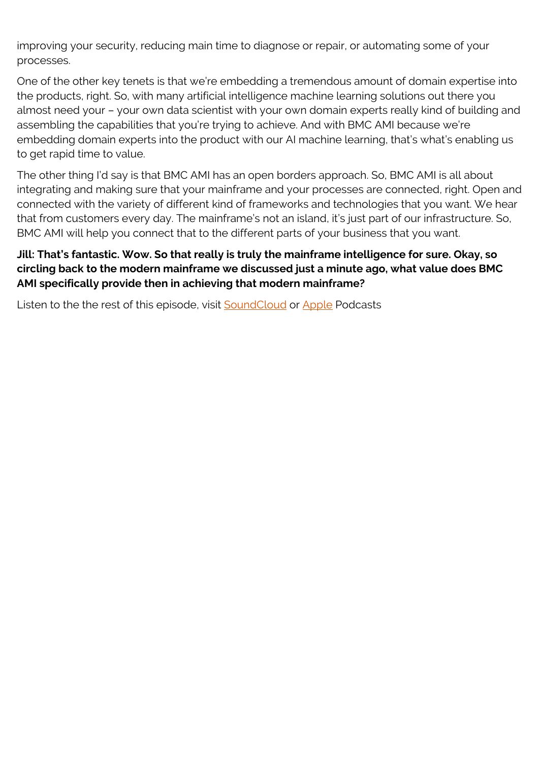improving your security, reducing main time to diagnose or repair, or automating some of your processes.

One of the other key tenets is that we're embedding a tremendous amount of domain expertise into the products, right. So, with many artificial intelligence machine learning solutions out there you almost need your – your own data scientist with your own domain experts really kind of building and assembling the capabilities that you're trying to achieve. And with BMC AMI because we're embedding domain experts into the product with our AI machine learning, that's what's enabling us to get rapid time to value.

The other thing I'd say is that BMC AMI has an open borders approach. So, BMC AMI is all about integrating and making sure that your mainframe and your processes are connected, right. Open and connected with the variety of different kind of frameworks and technologies that you want. We hear that from customers every day. The mainframe's not an island, it's just part of our infrastructure. So, BMC AMI will help you connect that to the different parts of your business that you want.

**Jill: That's fantastic. Wow. So that really is truly the mainframe intelligence for sure. Okay, so circling back to the modern mainframe we discussed just a minute ago, what value does BMC AMI specifically provide then in achieving that modern mainframe?**

Listen to the the rest of this episode, visit [SoundCloud]() or [Apple]() Podcasts